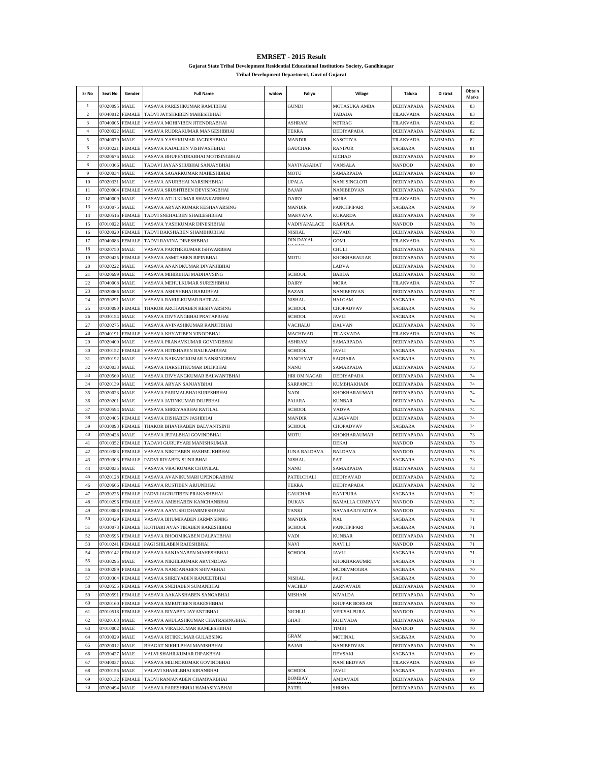# EMRSET - 2015 Result

**Gujarat State Tribal Development Residential Educational Institutions Society, Gandhinagar**

**Tribal Development Department, Govt of Gujarat**

| Sr No | Seat No | Gender | Full Name | widow | Faliyu | Village | Taluka | District | Obtain Marks |
|---|---|---|---|---|---|---|---|---|---|
| 1 | 07020095 | MALE | VASAVA PARESHKUMAR RAMJIBHAI | | GUNDI | MOTASUKA AMBA | DEDIYAPADA | NARMADA | 83 |
| 2 | 07040012 | FEMALE | TADVI JAYSHRIBEN MAHESHBHAI | | | TABADA | TILAKVADA | NARMADA | 83 |
| 3 | 07040005 | FEMALE | VASAVA MOHINIBEN JITENDRABHAI | | ASHRAM | NETRAG | TILAKVADA | NARMADA | 82 |
| 4 | 07020022 | MALE | VASAVA RUDRAKUMAR MANGESHBHAI | | TEKRA | DEDIYAPADA | DEDIYAPADA | NARMADA | 82 |
| 5 | 07040079 | MALE | VASAVA YASHKUMAR JAGDISHBHAI | | MANDIR | KASOTIYA | TILAKVADA | NARMADA | 82 |
| 6 | 07030221 | FEMALE | VASAVA KAJALBEN VISHVASHBHAI | | GAUCHAR | RANIPUR | SAGBARA | NARMADA | 81 |
| 7 | 07020676 | MALE | VASAVA BHUPENDRABHAI MOTISINGBHAI | | | GICHAD | DEDIYAPADA | NARMADA | 80 |
| 8 | 07010366 | MALE | TADAVI JAYANSHUBHAI SANJAYBHAI | | NAVIVASAHAT | VANSALA | NANDOD | NARMADA | 80 |
| 9 | 07020034 | MALE | VASAVA SAGARKUMAR MAHESHBHAI | | MOTU | SAMARPADA | DEDIYAPADA | NARMADA | 80 |
| 10 | 07020331 | MALE | VASAVA ANURBHAI NARSINHBHAI | | UPALA | NANI SINGLOTI | DEDIYAPADA | NARMADA | 80 |
| 11 | 07020004 | FEMALE | VASAVA SRUSHTIBEN DEVISINGBHAI | | BAJAR | NANIBEDVAN | DEDIYAPADA | NARMADA | 79 |
| 12 | 07040009 | MALE | VASAVA ATULKUMAR SHANKARBHAI | | DAIRY | MORA | TILAKVADA | NARMADA | 79 |
| 13 | 07030075 | MALE | VASAVA ARYANKUMAR KESHAVARSING | | MANDIR | PANCHPIPARI | SAGBARA | NARMADA | 79 |
| 14 | 07020516 | FEMALE | TADVI SNEHALBEN SHAILESHBHAI | | MAKVANA | KUKARDA | DEDIYAPADA | NARMADA | 79 |
| 15 | 07010022 | MALE | VASAVA YASHKUMAR DINESHBHAI | | VADIYAPALACE | RAJPIPLA | NANDOD | NARMADA | 78 |
| 16 | 07020020 | FEMALE | TADVI DAKSHABEN SHAMBHUBHAI | | NISHAL | KEVADI | DEDIYAPADA | NARMADA | 78 |
| 17 | 07040083 | FEMALE | TADVI RAVINA DINESHBHAI | | DIN DAYAL | GOMI | TILAKVADA | NARMADA | 78 |
| 18 | 07020750 | MALE | VASAVA PARTHKKUMAR ISHWARBHAI | | | CHULI | DEDIYAPADA | NARMADA | 78 |
| 19 | 07020425 | FEMALE | VASAVA ASMITABEN BIPINBHAI | | MOTU | KHOKHARAUJAR | DEDIYAPADA | NARMADA | 78 |
| 20 | 07020222 | MALE | VASAVA ANANDKUMAR DIVANJIBHAI | | | LADVA | DEDIYAPADA | NARMADA | 78 |
| 21 | 07020699 | MALE | VASAVA MIHIRBHAI MADHAVSING | | SCHOOL | BABDA | DEDIYAPADA | NARMADA | 78 |
| 22 | 07040008 | MALE | VASAVA MEHULKUMAR SURESHBHAI | | DAIRY | MORA | TILAKVADA | NARMADA | 77 |
| 23 | 07020066 | MALE | VASAVA ASHISHBHAI BABUBHAI | | BAZAR | NANIBEDVAN | DEDIYAPADA | NARMADA | 77 |
| 24 | 07030291 | MALE | VASAVA RAHULKUMAR RATILAL | | NISHAL | HALGAM | SAGBARA | NARMADA | 76 |
| 25 | 07030090 | FEMALE | THAKOR ARCHANABEN KESHVARSING | | SCHOOL | CHOPADVAV | SAGBARA | NARMADA | 76 |
| 26 | 07030154 | MALE | VASAVA DIVYANGBHAI PRATAPBHAI | | SCHOOL | JAVLI | SAGBARA | NARMADA | 76 |
| 27 | 07020275 | MALE | VASAVA AVINASHKUMAR RANJITBHAI | | VACHALU | DALVAN | DEDIYAPADA | NARMADA | 76 |
| 28 | 07040191 | FEMALE | VASAVA KHYATIBEN VINODBHAI | | MACHIVAD | TILAKVADA | TILAKVADA | NARMADA | 76 |
| 29 | 07020400 | MALE | VASAVA PRANAVKUMAR GOVINDBHAI | | ASHRAM | SAMARPADA | DEDIYAPADA | NARMADA | 75 |
| 30 | 07030152 | FEMALE | VASAVA HITISHABEN BALIRAMBHAI | | SCHOOL | JAVLI | SAGBARA | NARMADA | 75 |
| 31 | 07030192 | MALE | VASAVA NAISARGKUMAR NANSINGBHAI | | PANCHYAT | SAGBARA | SAGBARA | NARMADA | 75 |
| 32 | 07020033 | MALE | VASAVA HARSHITKUMAR DILIPBHAI | | NANU | SAMARPADA | DEDIYAPADA | NARMADA | 75 |
| 33 | 07020569 | MALE | VASAVA DIVYANGKUMAR BALWANTBHAI | | HRI OM NAGAR | DEDIYAPADA | DEDIYAPADA | NARMADA | 74 |
| 34 | 07020139 | MALE | VASAVA ARYAN SANJAYBHAI | | SARPANCH | KUMBHAKHADI | DEDIYAPADA | NARMADA | 74 |
| 35 | 07020023 | MALE | VASAVA PARIMALBHAI SURESHBHAI | | NADI | KHOKHARAUMAR | DEDIYAPADA | NARMADA | 74 |
| 36 | 07020201 | MALE | VASAVA JATINKUMAR DILIPBHAI | | PAJARA | KUNBAR | DEDIYAPADA | NARMADA | 74 |
| 37 | 07020594 | MALE | VASAVA SHREYASBHAI RATILAL | | SCHOOL | VADVA | DEDIYAPADA | NARMADA | 74 |
| 38 | 07020405 | FEMALE | VASAVA DISHABEN JASHBHAI | | MANDIR | ALMAVADI | DEDIYAPADA | NARMADA | 74 |
| 39 | 07030093 | FEMALE | THAKOR BHAVIKABEN BALVANTSINH | | SCHOOL | CHOPADVAV | SAGBARA | NARMADA | 74 |
| 40 | 07020428 | MALE | VASAVA JETALBHAI GOVINDBHAI | | MOTU | KHOKHARAUMAR | DEDIYAPADA | NARMADA | 73 |
| 41 | 07010352 | FEMALE | TADAVI GURUPYARI MANISHKUMAR | | | DEKAI | NANDOD | NARMADA | 73 |
| 42 | 07010383 | FEMALE | VASAVA NIKITABEN HASHMUKHBHAI | | JUNA BALDAVA | BALDAVA | NANDOD | NARMADA | 73 |
| 43 | 07030303 | FEMALE | PADVI RIYABEN SUNILBHAI | | NISHAL | PAT | SAGBARA | NARMADA | 73 |
| 44 | 07020035 | MALE | VASAVA VRAJKUMAR CHUNILAL | | NANU | SAMARPADA | DEDIYAPADA | NARMADA | 73 |
| 45 | 07020128 | FEMALE | VASAVA AVANIKUMARI UPENDRABHAI | | PATELCHALI | DEDIYAVAD | DEDIYAPADA | NARMADA | 72 |
| 46 | 07020666 | FEMALE | VASAVA RUSTIBEN ARJUNBHAI | | TEKRA | DEDIYAPADA | DEDIYAPADA | NARMADA | 72 |
| 47 | 07030225 | FEMALE | PADVI JAGRUTIBEN PRAKASHBHAI | | GAUCHAR | RANIPURA | SAGBARA | NARMADA | 72 |
| 48 | 07010296 | FEMALE | VASAVA AMISHABEN KANCHANBHAI | | DUKAN | BAMALLA COMPANY | NANDOD | NARMADA | 72 |
| 49 | 07010088 | FEMALE | VASAVA AAYUSHI DHARMESHBHAI | | TANKI | NAVARAJUVADIYA | NANDOD | NARMADA | 72 |
| 50 | 07030429 | FEMALE | VASAVA BHUMIKABEN JARMNSINHG | | MANDIR | NAL | SAGBARA | NARMADA | 71 |
| 51 | 07030073 | FEMALE | KOTHARI AVANTIKABEN RAKESHBHAI | | SCHOOL | PANCHPIPARI | SAGBARA | NARMADA | 71 |
| 52 | 07020595 | FEMALE | VASAVA BHOOMIKABEN DALPATBHAI | | VADI | KUNBAR | DEDIYAPADA | NARMADA | 71 |
| 53 | 07010241 | FEMALE | PAGI SHILABEN RAJESHBHAI | | NAVI | NAVI LI | NANDOD | NARMADA | 71 |
| 54 | 07030142 | FEMALE | VASAVA SANJANABEN MAHESHBHAI | | SCHOOL | JAVLI | SAGBARA | NARMADA | 71 |
| 55 | 07030295 | MALE | VASAVA NIKHILKUMAR ARVINDDAS | | | KHOKHARAUMRI | SAGBARA | NARMADA | 71 |
| 56 | 07030289 | FEMALE | VASAVA NANDANABEN SHIVABHAI | | | MUDEVMOGRA | SAGBARA | NARMADA | 70 |
| 57 | 07030304 | FEMALE | VASAVA SHREYABEN RANJEETBHAI | | NISHAL | PAT | SAGBARA | NARMADA | 70 |
| 58 | 07020555 | FEMALE | VASAVA SNEHABEN SUMANBHAI | | VACHLU | ZARNAVADI | DEDIYAPADA | NARMADA | 70 |
| 59 | 07020591 | FEMALE | VASAVA AAKANSHABEN SANGABHAI | | MISHAN | NIVALDA | DEDIYAPADA | NARMADA | 70 |
| 60 | 07020160 | FEMALE | VASAVA SMRUTIBEN RAKESHBHAI | | | KHUPAR BORSAN | DEDIYAPADA | NARMADA | 70 |
| 61 | 07010518 | FEMALE | VASAVA RIYABEN JAYANTIBHAI | | NICHLU | VERISALPURA | NANDOD | NARMADA | 70 |
| 62 | 07020103 | MALE | VASAVA AKULASHKUMAR CHATRASINGBHAI | | GHAT | KOLIVADA | DEDIYAPADA | NARMADA | 70 |
| 63 | 07010002 | MALE | VASAVA VIRALKUMAR KAMLESHBHAI | | | TIMBI | NANDOD | NARMADA | 70 |
| 64 | 07030029 | MALE | VASAVA RITIKKUMAR GULABSING | | GRAM | MOTINAL | SAGBARA | NARMADA | 70 |
| 65 | 07020012 | MALE | BHAGAT NIKHILBHAI MANISHBHAI | | BAJAR | NANIBEDVAN | DEDIYAPADA | NARMADA | 70 |
| 66 | 07030427 | MALE | VALVI SHAHILKUMAR DIPAKBHAI | | | DEVSAKI | SAGBARA | NARMADA | 69 |
| 67 | 07040037 | MALE | VASAVA MILINDKUMAR GOVINDBHAI | | | NANI BEDVAN | TILAKVADA | NARMADA | 69 |
| 68 | 07030156 | MALE | VALAVI SHAHILBHAI KIRANBHAI | | SCHOOL | JAVLI | SAGBARA | NARMADA | 69 |
| 69 | 07020132 | FEMALE | TADVI RANJANABEN CHAMPAKBHAI | | BOMBAY | AMBAVADI | DEDIYAPADA | NARMADA | 69 |
| 70 | 07020494 | MALE | VASAVA PARESHBHAI HAMASIYABHAI | | PATEL | SHISHA | DEDIYAPADA | NARMADA | 68 |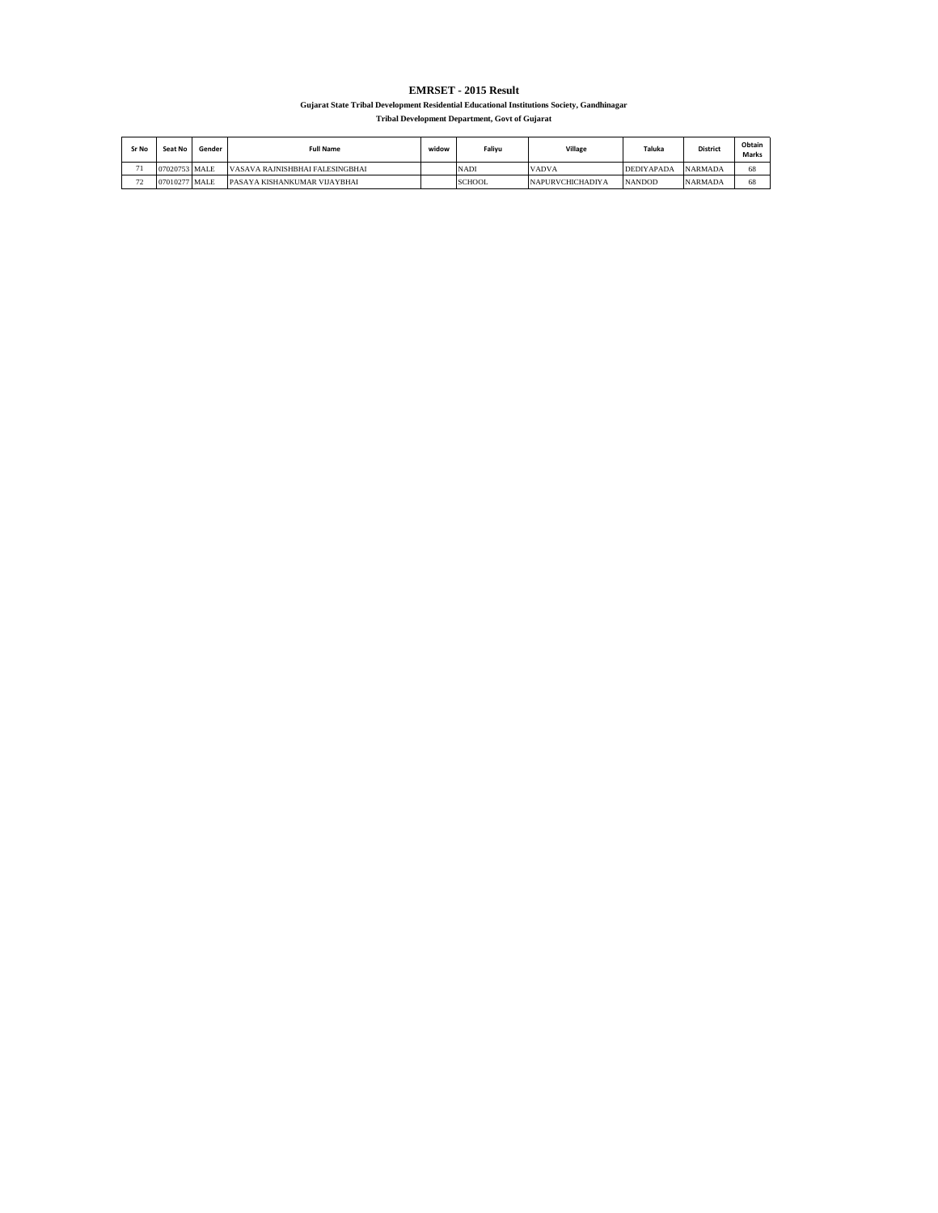# EMRSET - 2015 Result

**Gujarat State Tribal Development Residential Educational Institutions Society, Gandhinagar**

**Tribal Development Department, Govt of Gujarat**

| Sr No | Seat No | Gender | Full Name | widow | Faliyu | Village | Taluka | District | Obtain Marks |
|---|---|---|---|---|---|---|---|---|---|
| 71 | 07020753 | MALE | VASAVA RAJNISHBHAI FALESINGBHAI | | NADI | VADVA | DEDIYAPADA | NARMADA | 68 |
| 72 | 07010277 | MALE | PASAYA KISHANKUMAR VIJAYBHAI | | SCHOOL | NAPURVCHICHADIYA | NANDOD | NARMADA | 68 |